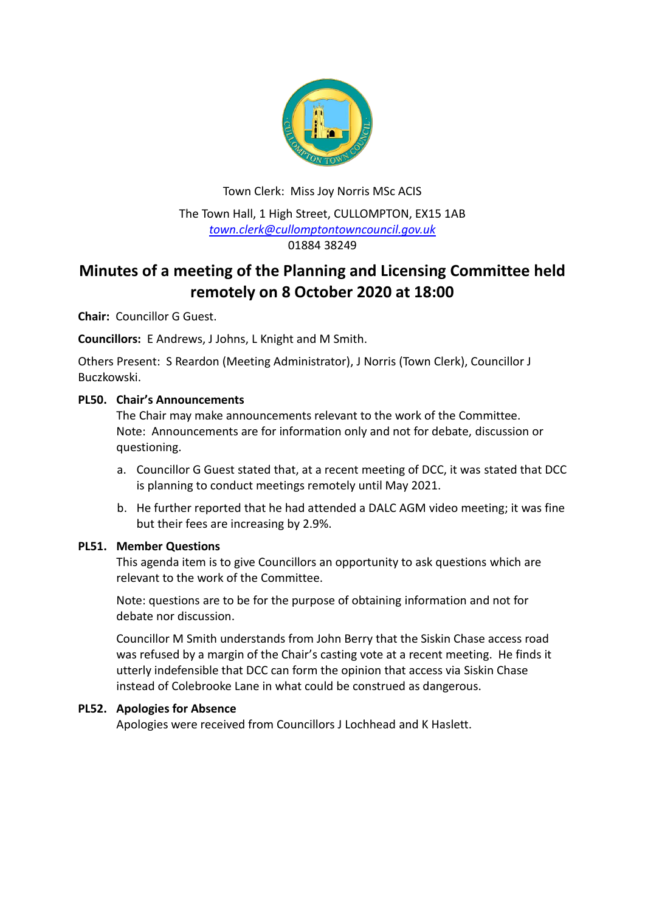Town Clerk: Miss Joy Norris MSc ACIS

The Town Hall, 1 High Street, CULLOMPTON, EX15 1AB
[town.clerk@cullomptontowncouncil.gov.uk](mailto:town.clerk@cullomptontowncouncil.gov.uk)
01884 38249

# Minutes of a meeting of the Planning and Licensing Committee held remotely on 8 October 2020 at 18:00

**Chair:** Councillor G Guest.

**Councillors:** E Andrews, J Johns, L Knight and M Smith.

Others Present: S Reardon (Meeting Administrator), J Norris (Town Clerk), Councillor J Buczkowski.

## PL50. Chair's Announcements

The Chair may make announcements relevant to the work of the Committee. Note: Announcements are for information only and not for debate, discussion or questioning.

a. Councillor G Guest stated that, at a recent meeting of DCC, it was stated that DCC is planning to conduct meetings remotely until May 2021.

b. He further reported that he had attended a DALC AGM video meeting; it was fine but their fees are increasing by 2.9%.

## PL51. Member Questions

This agenda item is to give Councillors an opportunity to ask questions which are relevant to the work of the Committee.

Note: questions are to be for the purpose of obtaining information and not for debate nor discussion.

Councillor M Smith understands from John Berry that the Siskin Chase access road was refused by a margin of the Chair's casting vote at a recent meeting. He finds it utterly indefensible that DCC can form the opinion that access via Siskin Chase instead of Colebrooke Lane in what could be construed as dangerous.

## PL52. Apologies for Absence

Apologies were received from Councillors J Lochhead and K Haslett.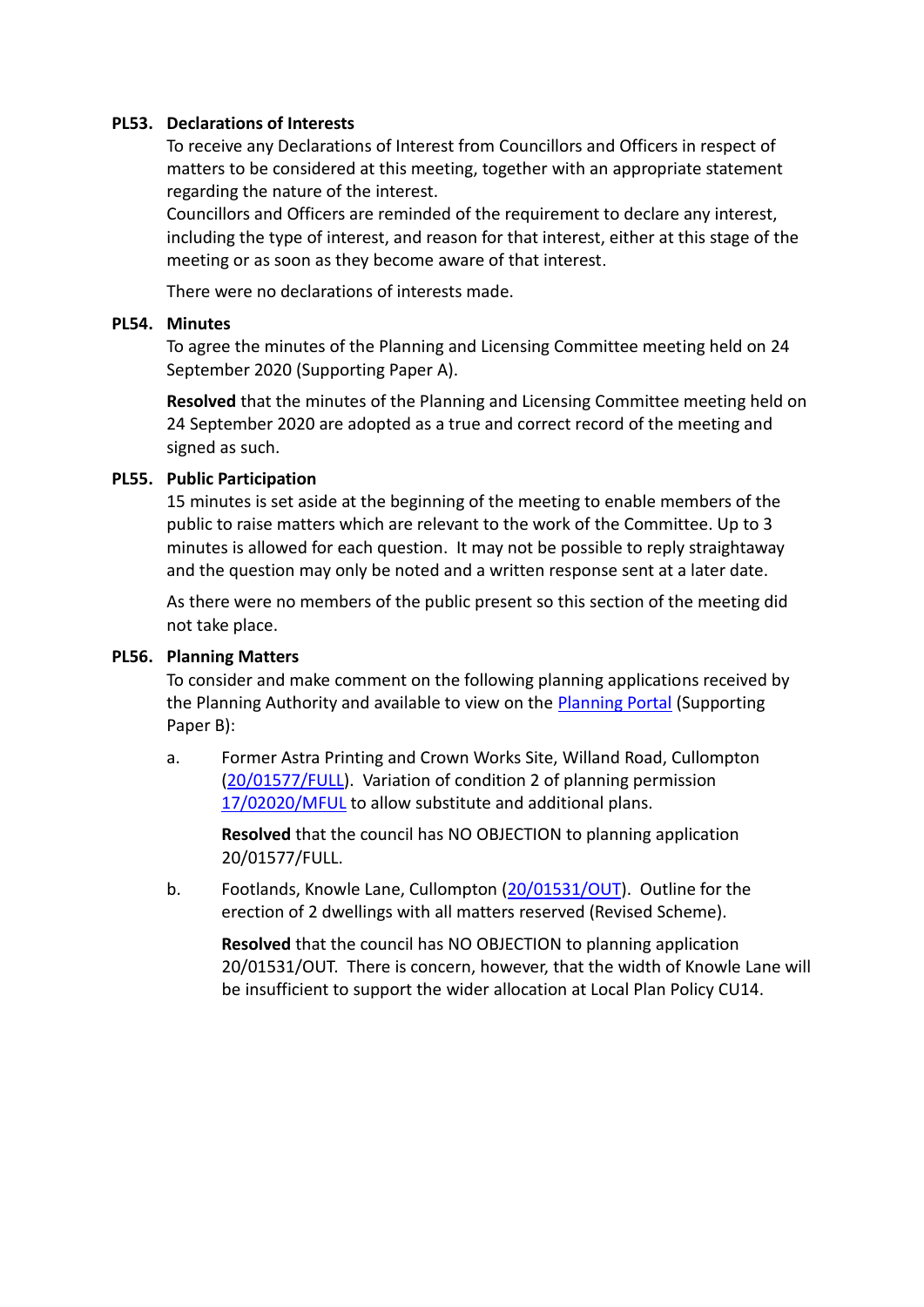**PL53. Declarations of Interests**

To receive any Declarations of Interest from Councillors and Officers in respect of matters to be considered at this meeting, together with an appropriate statement regarding the nature of the interest.

Councillors and Officers are reminded of the requirement to declare any interest, including the type of interest, and reason for that interest, either at this stage of the meeting or as soon as they become aware of that interest.

There were no declarations of interests made.

**PL54. Minutes**

To agree the minutes of the Planning and Licensing Committee meeting held on 24 September 2020 (Supporting Paper A).

**Resolved** that the minutes of the Planning and Licensing Committee meeting held on 24 September 2020 are adopted as a true and correct record of the meeting and signed as such.

**PL55. Public Participation**

15 minutes is set aside at the beginning of the meeting to enable members of the public to raise matters which are relevant to the work of the Committee. Up to 3 minutes is allowed for each question. It may not be possible to reply straightaway and the question may only be noted and a written response sent at a later date.

As there were no members of the public present so this section of the meeting did not take place.

**PL56. Planning Matters**

To consider and make comment on the following planning applications received by the Planning Authority and available to view on the Planning Portal (Supporting Paper B):

a. Former Astra Printing and Crown Works Site, Willand Road, Cullompton (20/01577/FULL). Variation of condition 2 of planning permission 17/02020/MFUL to allow substitute and additional plans.

   **Resolved** that the council has NO OBJECTION to planning application 20/01577/FULL.

b. Footlands, Knowle Lane, Cullompton (20/01531/OUT). Outline for the erection of 2 dwellings with all matters reserved (Revised Scheme).

   **Resolved** that the council has NO OBJECTION to planning application 20/01531/OUT. There is concern, however, that the width of Knowle Lane will be insufficient to support the wider allocation at Local Plan Policy CU14.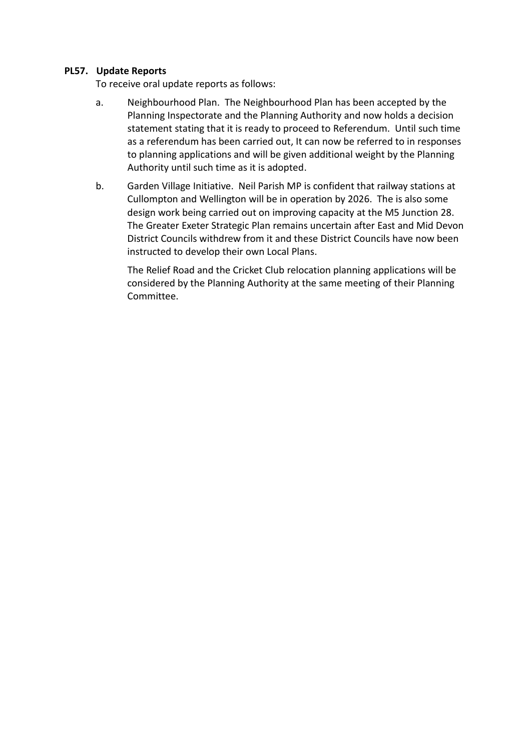**PL57. Update Reports**

To receive oral update reports as follows:

a. Neighbourhood Plan. The Neighbourhood Plan has been accepted by the Planning Inspectorate and the Planning Authority and now holds a decision statement stating that it is ready to proceed to Referendum. Until such time as a referendum has been carried out, It can now be referred to in responses to planning applications and will be given additional weight by the Planning Authority until such time as it is adopted.

b. Garden Village Initiative. Neil Parish MP is confident that railway stations at Cullompton and Wellington will be in operation by 2026. The is also some design work being carried out on improving capacity at the M5 Junction 28. The Greater Exeter Strategic Plan remains uncertain after East and Mid Devon District Councils withdrew from it and these District Councils have now been instructed to develop their own Local Plans.

   The Relief Road and the Cricket Club relocation planning applications will be considered by the Planning Authority at the same meeting of their Planning Committee.